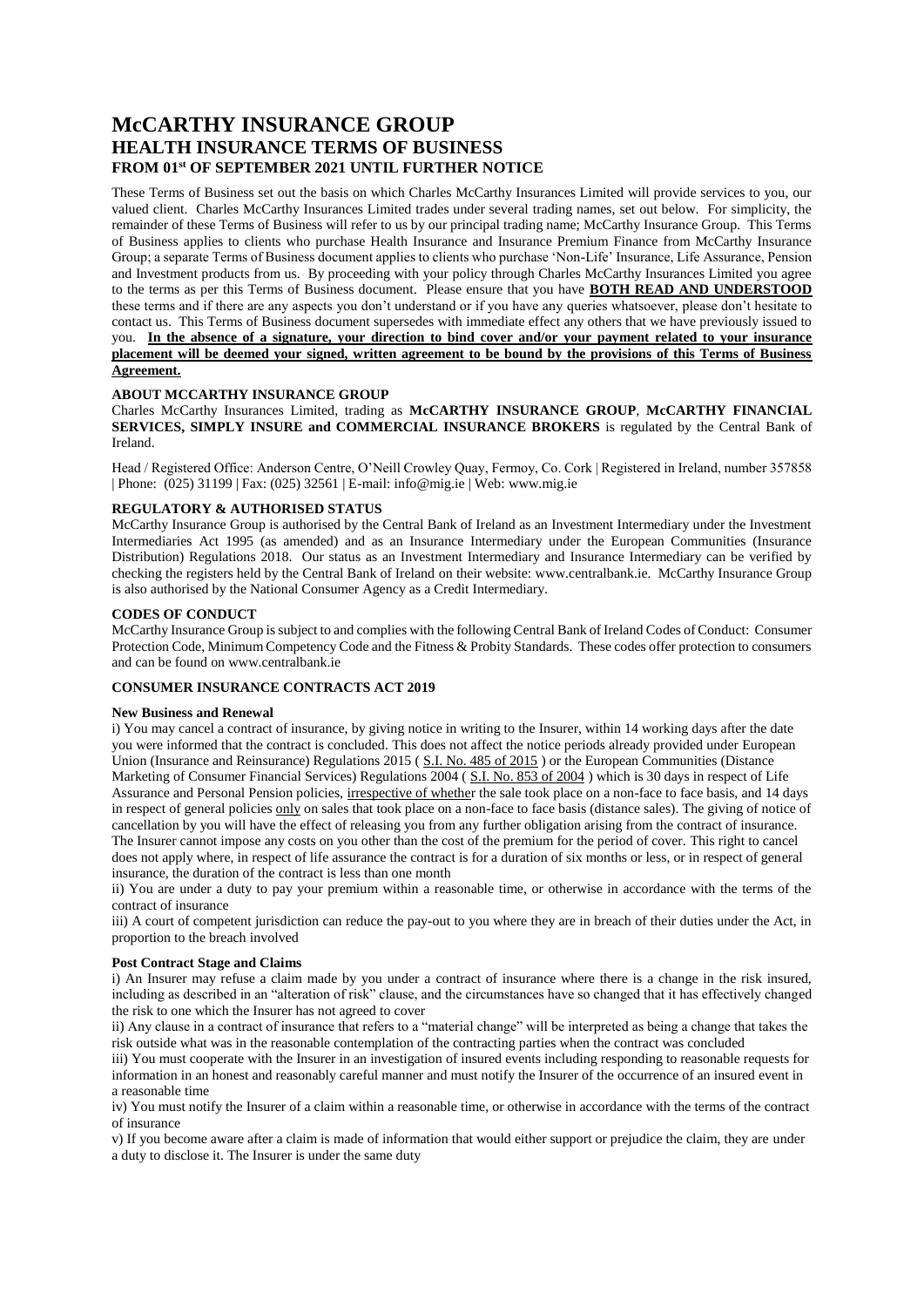# McCARTHY INSURANCE GROUP
## HEALTH INSURANCE TERMS OF BUSINESS
### FROM 01st OF SEPTEMBER 2021 UNTIL FURTHER NOTICE

These Terms of Business set out the basis on which Charles McCarthy Insurances Limited will provide services to you, our valued client. Charles McCarthy Insurances Limited trades under several trading names, set out below. For simplicity, the remainder of these Terms of Business will refer to us by our principal trading name; McCarthy Insurance Group. This Terms of Business applies to clients who purchase Health Insurance and Insurance Premium Finance from McCarthy Insurance Group; a separate Terms of Business document applies to clients who purchase 'Non-Life' Insurance, Life Assurance, Pension and Investment products from us. By proceeding with your policy through Charles McCarthy Insurances Limited you agree to the terms as per this Terms of Business document. Please ensure that you have **BOTH READ AND UNDERSTOOD** these terms and if there are any aspects you don't understand or if you have any queries whatsoever, please don't hesitate to contact us. This Terms of Business document supersedes with immediate effect any others that we have previously issued to you. **In the absence of a signature, your direction to bind cover and/or your payment related to your insurance placement will be deemed your signed, written agreement to be bound by the provisions of this Terms of Business Agreement.**

**ABOUT MCCARTHY INSURANCE GROUP**

Charles McCarthy Insurances Limited, trading as **McCARTHY INSURANCE GROUP**, **McCARTHY FINANCIAL SERVICES, SIMPLY INSURE and COMMERCIAL INSURANCE BROKERS** is regulated by the Central Bank of Ireland.

Head / Registered Office: Anderson Centre, O'Neill Crowley Quay, Fermoy, Co. Cork | Registered in Ireland, number 357858 | Phone: (025) 31199 | Fax: (025) 32561 | E-mail: info@mig.ie | Web: www.mig.ie

**REGULATORY & AUTHORISED STATUS**

McCarthy Insurance Group is authorised by the Central Bank of Ireland as an Investment Intermediary under the Investment Intermediaries Act 1995 (as amended) and as an Insurance Intermediary under the European Communities (Insurance Distribution) Regulations 2018. Our status as an Investment Intermediary and Insurance Intermediary can be verified by checking the registers held by the Central Bank of Ireland on their website: www.centralbank.ie. McCarthy Insurance Group is also authorised by the National Consumer Agency as a Credit Intermediary.

**CODES OF CONDUCT**

McCarthy Insurance Group is subject to and complies with the following Central Bank of Ireland Codes of Conduct: Consumer Protection Code, Minimum Competency Code and the Fitness & Probity Standards. These codes offer protection to consumers and can be found on www.centralbank.ie

**CONSUMER INSURANCE CONTRACTS ACT 2019**

**New Business and Renewal**

i) You may cancel a contract of insurance, by giving notice in writing to the Insurer, within 14 working days after the date you were informed that the contract is concluded. This does not affect the notice periods already provided under European Union (Insurance and Reinsurance) Regulations 2015 ( S.I. No. 485 of 2015 ) or the European Communities (Distance Marketing of Consumer Financial Services) Regulations 2004 ( S.I. No. 853 of 2004 ) which is 30 days in respect of Life Assurance and Personal Pension policies, irrespective of whether the sale took place on a non-face to face basis, and 14 days in respect of general policies only on sales that took place on a non-face to face basis (distance sales). The giving of notice of cancellation by you will have the effect of releasing you from any further obligation arising from the contract of insurance. The Insurer cannot impose any costs on you other than the cost of the premium for the period of cover. This right to cancel does not apply where, in respect of life assurance the contract is for a duration of six months or less, or in respect of general insurance, the duration of the contract is less than one month

ii) You are under a duty to pay your premium within a reasonable time, or otherwise in accordance with the terms of the contract of insurance

iii) A court of competent jurisdiction can reduce the pay-out to you where they are in breach of their duties under the Act, in proportion to the breach involved

**Post Contract Stage and Claims**

i) An Insurer may refuse a claim made by you under a contract of insurance where there is a change in the risk insured, including as described in an "alteration of risk" clause, and the circumstances have so changed that it has effectively changed the risk to one which the Insurer has not agreed to cover

ii) Any clause in a contract of insurance that refers to a "material change" will be interpreted as being a change that takes the risk outside what was in the reasonable contemplation of the contracting parties when the contract was concluded

iii) You must cooperate with the Insurer in an investigation of insured events including responding to reasonable requests for information in an honest and reasonably careful manner and must notify the Insurer of the occurrence of an insured event in a reasonable time

iv) You must notify the Insurer of a claim within a reasonable time, or otherwise in accordance with the terms of the contract of insurance

v) If you become aware after a claim is made of information that would either support or prejudice the claim, they are under a duty to disclose it. The Insurer is under the same duty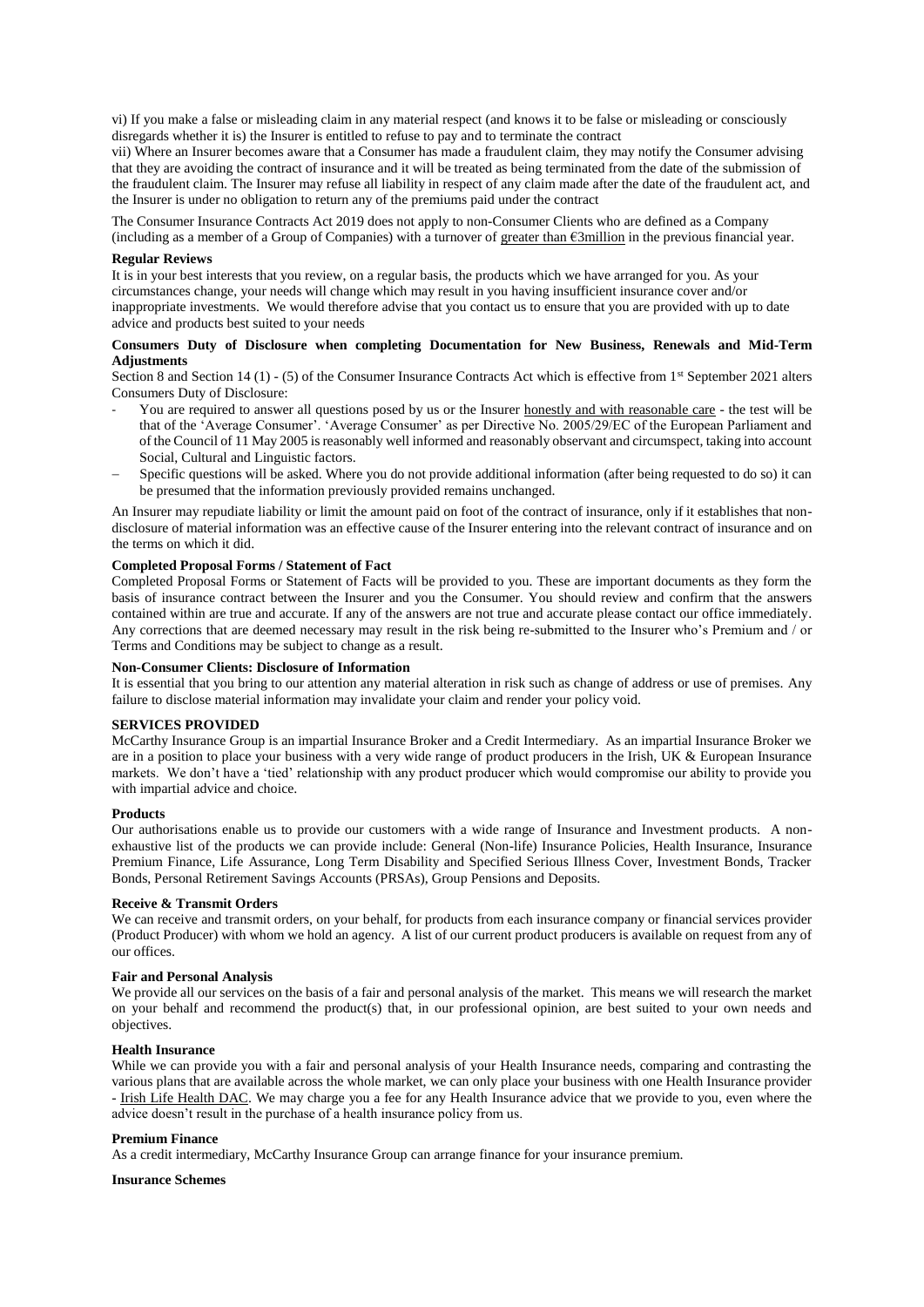vi) If you make a false or misleading claim in any material respect (and knows it to be false or misleading or consciously disregards whether it is) the Insurer is entitled to refuse to pay and to terminate the contract

vii) Where an Insurer becomes aware that a Consumer has made a fraudulent claim, they may notify the Consumer advising that they are avoiding the contract of insurance and it will be treated as being terminated from the date of the submission of the fraudulent claim. The Insurer may refuse all liability in respect of any claim made after the date of the fraudulent act, and the Insurer is under no obligation to return any of the premiums paid under the contract

The Consumer Insurance Contracts Act 2019 does not apply to non-Consumer Clients who are defined as a Company (including as a member of a Group of Companies) with a turnover of greater than €3million in the previous financial year.

**Regular Reviews**

It is in your best interests that you review, on a regular basis, the products which we have arranged for you. As your circumstances change, your needs will change which may result in you having insufficient insurance cover and/or inappropriate investments. We would therefore advise that you contact us to ensure that you are provided with up to date advice and products best suited to your needs

**Consumers Duty of Disclosure when completing Documentation for New Business, Renewals and Mid-Term Adjustments**

Section 8 and Section 14 (1) - (5) of the Consumer Insurance Contracts Act which is effective from 1st September 2021 alters Consumers Duty of Disclosure:

- You are required to answer all questions posed by us or the Insurer honestly and with reasonable care - the test will be that of the 'Average Consumer'. 'Average Consumer' as per Directive No. 2005/29/EC of the European Parliament and of the Council of 11 May 2005 is reasonably well informed and reasonably observant and circumspect, taking into account Social, Cultural and Linguistic factors.
- Specific questions will be asked. Where you do not provide additional information (after being requested to do so) it can be presumed that the information previously provided remains unchanged.

An Insurer may repudiate liability or limit the amount paid on foot of the contract of insurance, only if it establishes that non-disclosure of material information was an effective cause of the Insurer entering into the relevant contract of insurance and on the terms on which it did.

**Completed Proposal Forms / Statement of Fact**

Completed Proposal Forms or Statement of Facts will be provided to you. These are important documents as they form the basis of insurance contract between the Insurer and you the Consumer. You should review and confirm that the answers contained within are true and accurate. If any of the answers are not true and accurate please contact our office immediately. Any corrections that are deemed necessary may result in the risk being re-submitted to the Insurer who's Premium and / or Terms and Conditions may be subject to change as a result.

**Non-Consumer Clients: Disclosure of Information**

It is essential that you bring to our attention any material alteration in risk such as change of address or use of premises. Any failure to disclose material information may invalidate your claim and render your policy void.

**SERVICES PROVIDED**

McCarthy Insurance Group is an impartial Insurance Broker and a Credit Intermediary. As an impartial Insurance Broker we are in a position to place your business with a very wide range of product producers in the Irish, UK & European Insurance markets. We don't have a 'tied' relationship with any product producer which would compromise our ability to provide you with impartial advice and choice.

**Products**

Our authorisations enable us to provide our customers with a wide range of Insurance and Investment products. A non-exhaustive list of the products we can provide include: General (Non-life) Insurance Policies, Health Insurance, Insurance Premium Finance, Life Assurance, Long Term Disability and Specified Serious Illness Cover, Investment Bonds, Tracker Bonds, Personal Retirement Savings Accounts (PRSAs), Group Pensions and Deposits.

**Receive & Transmit Orders**

We can receive and transmit orders, on your behalf, for products from each insurance company or financial services provider (Product Producer) with whom we hold an agency. A list of our current product producers is available on request from any of our offices.

**Fair and Personal Analysis**

We provide all our services on the basis of a fair and personal analysis of the market. This means we will research the market on your behalf and recommend the product(s) that, in our professional opinion, are best suited to your own needs and objectives.

**Health Insurance**

While we can provide you with a fair and personal analysis of your Health Insurance needs, comparing and contrasting the various plans that are available across the whole market, we can only place your business with one Health Insurance provider - Irish Life Health DAC. We may charge you a fee for any Health Insurance advice that we provide to you, even where the advice doesn't result in the purchase of a health insurance policy from us.

**Premium Finance**

As a credit intermediary, McCarthy Insurance Group can arrange finance for your insurance premium.

**Insurance Schemes**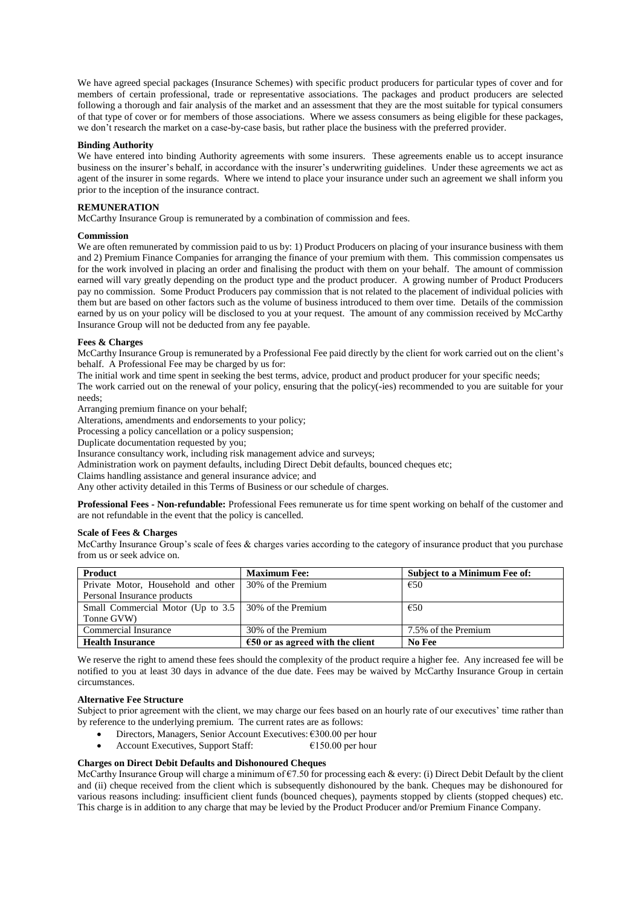We have agreed special packages (Insurance Schemes) with specific product producers for particular types of cover and for members of certain professional, trade or representative associations. The packages and product producers are selected following a thorough and fair analysis of the market and an assessment that they are the most suitable for typical consumers of that type of cover or for members of those associations. Where we assess consumers as being eligible for these packages, we don't research the market on a case-by-case basis, but rather place the business with the preferred provider.

**Binding Authority**

We have entered into binding Authority agreements with some insurers. These agreements enable us to accept insurance business on the insurer's behalf, in accordance with the insurer's underwriting guidelines. Under these agreements we act as agent of the insurer in some regards. Where we intend to place your insurance under such an agreement we shall inform you prior to the inception of the insurance contract.

**REMUNERATION**

McCarthy Insurance Group is remunerated by a combination of commission and fees.

**Commission**

We are often remunerated by commission paid to us by: 1) Product Producers on placing of your insurance business with them and 2) Premium Finance Companies for arranging the finance of your premium with them. This commission compensates us for the work involved in placing an order and finalising the product with them on your behalf. The amount of commission earned will vary greatly depending on the product type and the product producer. A growing number of Product Producers pay no commission. Some Product Producers pay commission that is not related to the placement of individual policies with them but are based on other factors such as the volume of business introduced to them over time. Details of the commission earned by us on your policy will be disclosed to you at your request. The amount of any commission received by McCarthy Insurance Group will not be deducted from any fee payable.

**Fees & Charges**

McCarthy Insurance Group is remunerated by a Professional Fee paid directly by the client for work carried out on the client's behalf. A Professional Fee may be charged by us for:

The initial work and time spent in seeking the best terms, advice, product and product producer for your specific needs;

The work carried out on the renewal of your policy, ensuring that the policy(-ies) recommended to you are suitable for your needs;

Arranging premium finance on your behalf;

Alterations, amendments and endorsements to your policy;

Processing a policy cancellation or a policy suspension;

Duplicate documentation requested by you;

Insurance consultancy work, including risk management advice and surveys;

Administration work on payment defaults, including Direct Debit defaults, bounced cheques etc;

Claims handling assistance and general insurance advice; and

Any other activity detailed in this Terms of Business or our schedule of charges.

**Professional Fees - Non-refundable:** Professional Fees remunerate us for time spent working on behalf of the customer and are not refundable in the event that the policy is cancelled.

**Scale of Fees & Charges**

McCarthy Insurance Group's scale of fees & charges varies according to the category of insurance product that you purchase from us or seek advice on.

| Product | Maximum Fee: | Subject to a Minimum Fee of: |
|---|---|---|
| Private Motor, Household and other Personal Insurance products | 30% of the Premium | €50 |
| Small Commercial Motor (Up to 3.5 Tonne GVW) | 30% of the Premium | €50 |
| Commercial Insurance | 30% of the Premium | 7.5% of the Premium |
| **Health Insurance** | **€50 or as agreed with the client** | **No Fee** |

We reserve the right to amend these fees should the complexity of the product require a higher fee. Any increased fee will be notified to you at least 30 days in advance of the due date. Fees may be waived by McCarthy Insurance Group in certain circumstances.

**Alternative Fee Structure**

Subject to prior agreement with the client, we may charge our fees based on an hourly rate of our executives' time rather than by reference to the underlying premium. The current rates are as follows:

- Directors, Managers, Senior Account Executives: €300.00 per hour
- Account Executives, Support Staff: €150.00 per hour

**Charges on Direct Debit Defaults and Dishonoured Cheques**

McCarthy Insurance Group will charge a minimum of €7.50 for processing each & every: (i) Direct Debit Default by the client and (ii) cheque received from the client which is subsequently dishonoured by the bank. Cheques may be dishonoured for various reasons including: insufficient client funds (bounced cheques), payments stopped by clients (stopped cheques) etc. This charge is in addition to any charge that may be levied by the Product Producer and/or Premium Finance Company.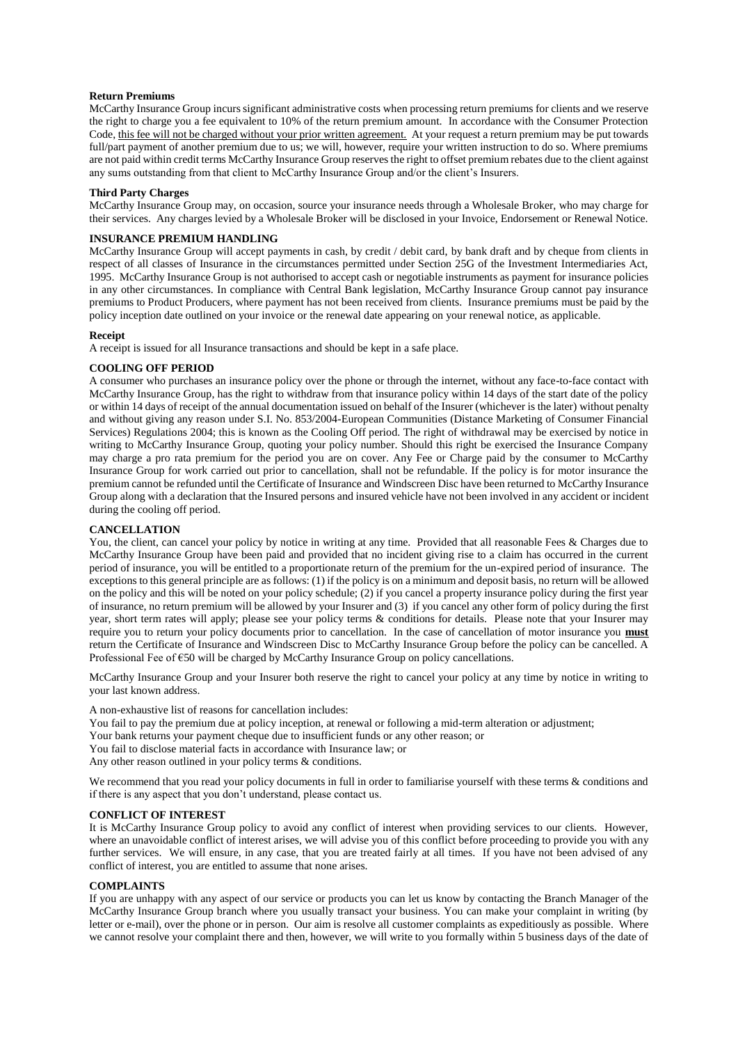**Return Premiums**

McCarthy Insurance Group incurs significant administrative costs when processing return premiums for clients and we reserve the right to charge you a fee equivalent to 10% of the return premium amount. In accordance with the Consumer Protection Code, <u>this fee will not be charged without your prior written agreement.</u> At your request a return premium may be put towards full/part payment of another premium due to us; we will, however, require your written instruction to do so. Where premiums are not paid within credit terms McCarthy Insurance Group reserves the right to offset premium rebates due to the client against any sums outstanding from that client to McCarthy Insurance Group and/or the client's Insurers.

**Third Party Charges**

McCarthy Insurance Group may, on occasion, source your insurance needs through a Wholesale Broker, who may charge for their services. Any charges levied by a Wholesale Broker will be disclosed in your Invoice, Endorsement or Renewal Notice.

**INSURANCE PREMIUM HANDLING**

McCarthy Insurance Group will accept payments in cash, by credit / debit card, by bank draft and by cheque from clients in respect of all classes of Insurance in the circumstances permitted under Section 25G of the Investment Intermediaries Act, 1995. McCarthy Insurance Group is not authorised to accept cash or negotiable instruments as payment for insurance policies in any other circumstances. In compliance with Central Bank legislation, McCarthy Insurance Group cannot pay insurance premiums to Product Producers, where payment has not been received from clients. Insurance premiums must be paid by the policy inception date outlined on your invoice or the renewal date appearing on your renewal notice, as applicable.

**Receipt**

A receipt is issued for all Insurance transactions and should be kept in a safe place.

**COOLING OFF PERIOD**

A consumer who purchases an insurance policy over the phone or through the internet, without any face-to-face contact with McCarthy Insurance Group, has the right to withdraw from that insurance policy within 14 days of the start date of the policy or within 14 days of receipt of the annual documentation issued on behalf of the Insurer (whichever is the later) without penalty and without giving any reason under S.I. No. 853/2004-European Communities (Distance Marketing of Consumer Financial Services) Regulations 2004; this is known as the Cooling Off period. The right of withdrawal may be exercised by notice in writing to McCarthy Insurance Group, quoting your policy number. Should this right be exercised the Insurance Company may charge a pro rata premium for the period you are on cover. Any Fee or Charge paid by the consumer to McCarthy Insurance Group for work carried out prior to cancellation, shall not be refundable. If the policy is for motor insurance the premium cannot be refunded until the Certificate of Insurance and Windscreen Disc have been returned to McCarthy Insurance Group along with a declaration that the Insured persons and insured vehicle have not been involved in any accident or incident during the cooling off period.

**CANCELLATION**

You, the client, can cancel your policy by notice in writing at any time. Provided that all reasonable Fees & Charges due to McCarthy Insurance Group have been paid and provided that no incident giving rise to a claim has occurred in the current period of insurance, you will be entitled to a proportionate return of the premium for the un-expired period of insurance. The exceptions to this general principle are as follows: (1) if the policy is on a minimum and deposit basis, no return will be allowed on the policy and this will be noted on your policy schedule; (2) if you cancel a property insurance policy during the first year of insurance, no return premium will be allowed by your Insurer and (3) if you cancel any other form of policy during the first year, short term rates will apply; please see your policy terms & conditions for details. Please note that your Insurer may require you to return your policy documents prior to cancellation. In the case of cancellation of motor insurance you <u>**must**</u> return the Certificate of Insurance and Windscreen Disc to McCarthy Insurance Group before the policy can be cancelled. A Professional Fee of €50 will be charged by McCarthy Insurance Group on policy cancellations.

McCarthy Insurance Group and your Insurer both reserve the right to cancel your policy at any time by notice in writing to your last known address.

A non-exhaustive list of reasons for cancellation includes:

You fail to pay the premium due at policy inception, at renewal or following a mid-term alteration or adjustment;
Your bank returns your payment cheque due to insufficient funds or any other reason; or
You fail to disclose material facts in accordance with Insurance law; or
Any other reason outlined in your policy terms & conditions.

We recommend that you read your policy documents in full in order to familiarise yourself with these terms & conditions and if there is any aspect that you don't understand, please contact us.

**CONFLICT OF INTEREST**

It is McCarthy Insurance Group policy to avoid any conflict of interest when providing services to our clients. However, where an unavoidable conflict of interest arises, we will advise you of this conflict before proceeding to provide you with any further services. We will ensure, in any case, that you are treated fairly at all times. If you have not been advised of any conflict of interest, you are entitled to assume that none arises.

**COMPLAINTS**

If you are unhappy with any aspect of our service or products you can let us know by contacting the Branch Manager of the McCarthy Insurance Group branch where you usually transact your business. You can make your complaint in writing (by letter or e-mail), over the phone or in person. Our aim is resolve all customer complaints as expeditiously as possible. Where we cannot resolve your complaint there and then, however, we will write to you formally within 5 business days of the date of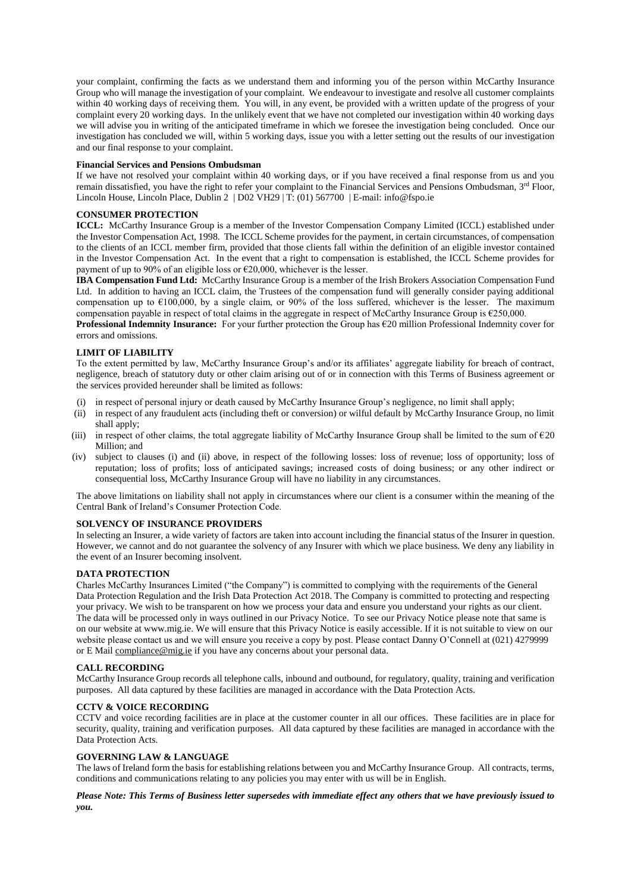your complaint, confirming the facts as we understand them and informing you of the person within McCarthy Insurance Group who will manage the investigation of your complaint. We endeavour to investigate and resolve all customer complaints within 40 working days of receiving them. You will, in any event, be provided with a written update of the progress of your complaint every 20 working days. In the unlikely event that we have not completed our investigation within 40 working days we will advise you in writing of the anticipated timeframe in which we foresee the investigation being concluded. Once our investigation has concluded we will, within 5 working days, issue you with a letter setting out the results of our investigation and our final response to your complaint.

**Financial Services and Pensions Ombudsman**

If we have not resolved your complaint within 40 working days, or if you have received a final response from us and you remain dissatisfied, you have the right to refer your complaint to the Financial Services and Pensions Ombudsman, 3rd Floor, Lincoln House, Lincoln Place, Dublin 2 | D02 VH29 | T: (01) 567700 | E-mail: info@fspo.ie

**CONSUMER PROTECTION**

**ICCL:** McCarthy Insurance Group is a member of the Investor Compensation Company Limited (ICCL) established under the Investor Compensation Act, 1998. The ICCL Scheme provides for the payment, in certain circumstances, of compensation to the clients of an ICCL member firm, provided that those clients fall within the definition of an eligible investor contained in the Investor Compensation Act. In the event that a right to compensation is established, the ICCL Scheme provides for payment of up to 90% of an eligible loss or €20,000, whichever is the lesser.

**IBA Compensation Fund Ltd:** McCarthy Insurance Group is a member of the Irish Brokers Association Compensation Fund Ltd. In addition to having an ICCL claim, the Trustees of the compensation fund will generally consider paying additional compensation up to €100,000, by a single claim, or 90% of the loss suffered, whichever is the lesser. The maximum compensation payable in respect of total claims in the aggregate in respect of McCarthy Insurance Group is €250,000.

**Professional Indemnity Insurance:** For your further protection the Group has €20 million Professional Indemnity cover for errors and omissions.

**LIMIT OF LIABILITY**

To the extent permitted by law, McCarthy Insurance Group's and/or its affiliates' aggregate liability for breach of contract, negligence, breach of statutory duty or other claim arising out of or in connection with this Terms of Business agreement or the services provided hereunder shall be limited as follows:

(i) in respect of personal injury or death caused by McCarthy Insurance Group's negligence, no limit shall apply;
(ii) in respect of any fraudulent acts (including theft or conversion) or wilful default by McCarthy Insurance Group, no limit shall apply;
(iii) in respect of other claims, the total aggregate liability of McCarthy Insurance Group shall be limited to the sum of €20 Million; and
(iv) subject to clauses (i) and (ii) above, in respect of the following losses: loss of revenue; loss of opportunity; loss of reputation; loss of profits; loss of anticipated savings; increased costs of doing business; or any other indirect or consequential loss, McCarthy Insurance Group will have no liability in any circumstances.

The above limitations on liability shall not apply in circumstances where our client is a consumer within the meaning of the Central Bank of Ireland's Consumer Protection Code.

**SOLVENCY OF INSURANCE PROVIDERS**

In selecting an Insurer, a wide variety of factors are taken into account including the financial status of the Insurer in question. However, we cannot and do not guarantee the solvency of any Insurer with which we place business. We deny any liability in the event of an Insurer becoming insolvent.

**DATA PROTECTION**

Charles McCarthy Insurances Limited ("the Company") is committed to complying with the requirements of the General Data Protection Regulation and the Irish Data Protection Act 2018. The Company is committed to protecting and respecting your privacy. We wish to be transparent on how we process your data and ensure you understand your rights as our client. The data will be processed only in ways outlined in our Privacy Notice. To see our Privacy Notice please note that same is on our website at www.mig.ie. We will ensure that this Privacy Notice is easily accessible. If it is not suitable to view on our website please contact us and we will ensure you receive a copy by post. Please contact Danny O'Connell at (021) 4279999 or E Mail compliance@mig.ie if you have any concerns about your personal data.

**CALL RECORDING**

McCarthy Insurance Group records all telephone calls, inbound and outbound, for regulatory, quality, training and verification purposes. All data captured by these facilities are managed in accordance with the Data Protection Acts.

**CCTV & VOICE RECORDING**

CCTV and voice recording facilities are in place at the customer counter in all our offices. These facilities are in place for security, quality, training and verification purposes. All data captured by these facilities are managed in accordance with the Data Protection Acts.

**GOVERNING LAW & LANGUAGE**

The laws of Ireland form the basis for establishing relations between you and McCarthy Insurance Group. All contracts, terms, conditions and communications relating to any policies you may enter with us will be in English.

***Please Note: This Terms of Business letter supersedes with immediate effect any others that we have previously issued to you.***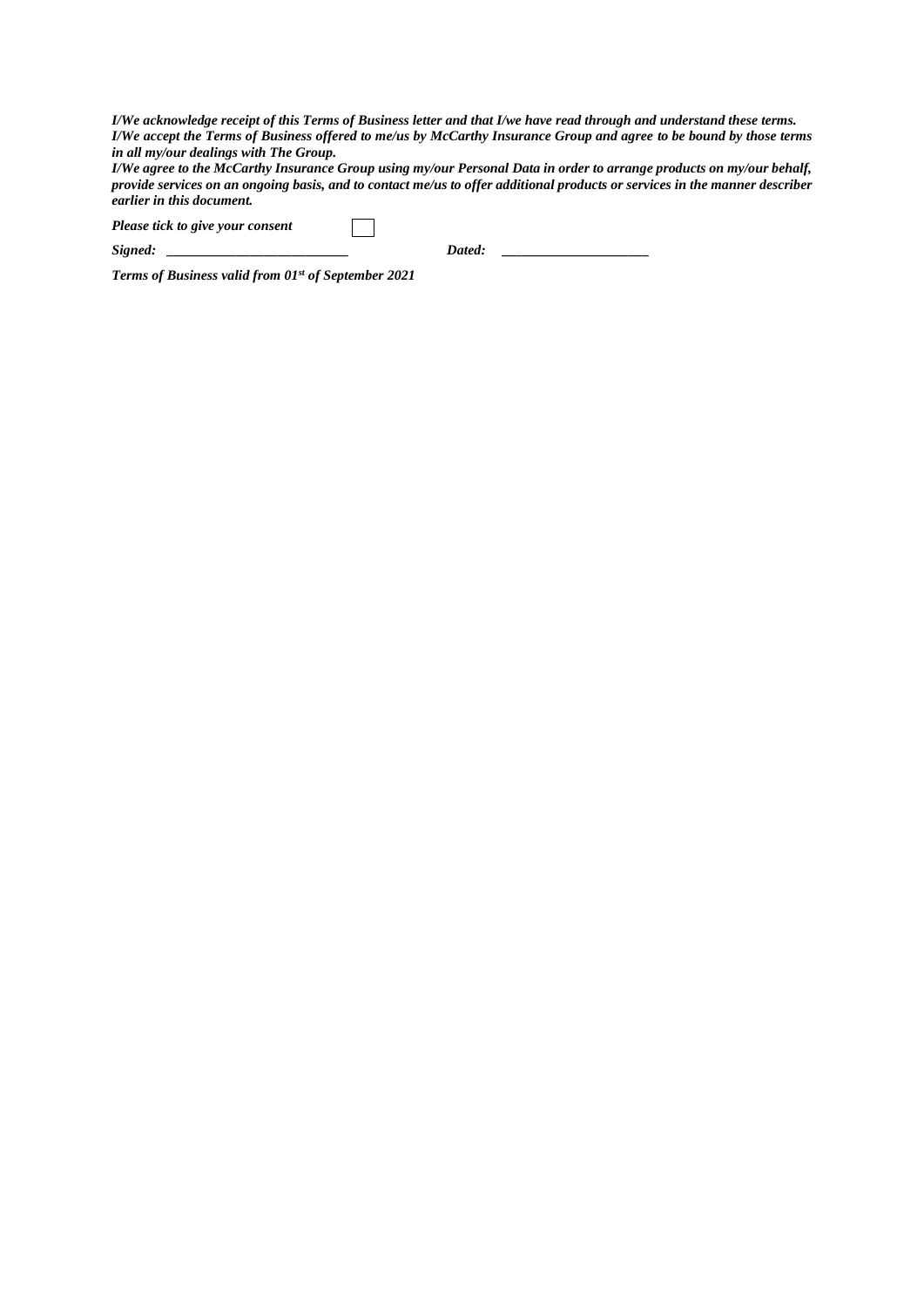*I/We acknowledge receipt of this Terms of Business letter and that I/we have read through and understand these terms.*
*I/We accept the Terms of Business offered to me/us by McCarthy Insurance Group and agree to be bound by those terms in all my/our dealings with The Group.*
*I/We agree to the McCarthy Insurance Group using my/our Personal Data in order to arrange products on my/our behalf, provide services on an ongoing basis, and to contact me/us to offer additional products or services in the manner describer earlier in this document.*

*Please tick to give your consent* ☐

*Signed:* ___________________________ *Dated:* ______________________

*Terms of Business valid from 01st of September 2021*